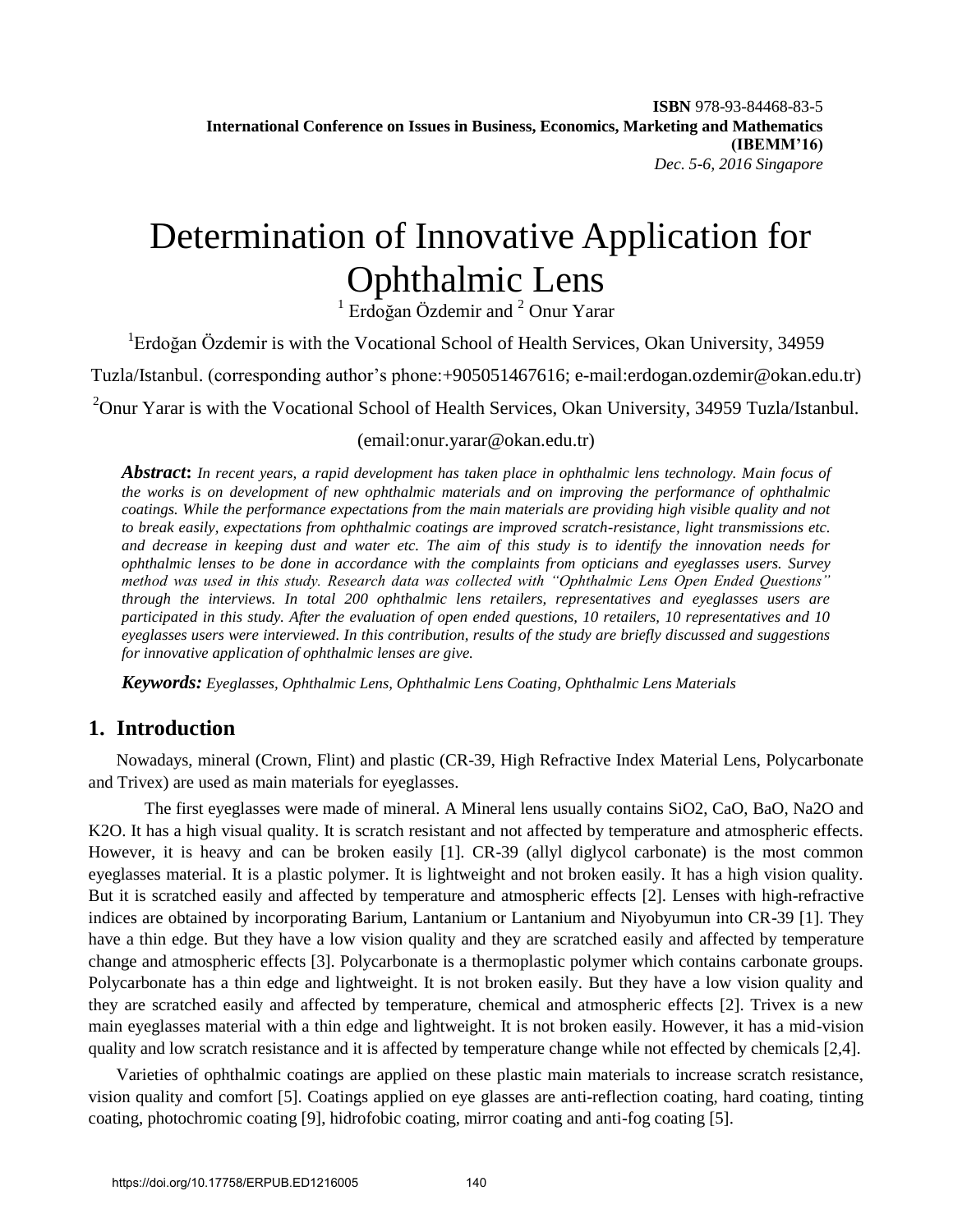# Determination of Innovative Application for Ophthalmic Lens

[1] Erdoğan Özdemir and [2] Onur Yarar

[1]Erdoğan Özdemir is with the Vocational School of Health Services, Okan University, 34959 Tuzla/Istanbul. (corresponding author's phone:+905051467616; e-mail:erdogan.ozdemir@okan.edu.tr)

[2]Onur Yarar is with the Vocational School of Health Services, Okan University, 34959 Tuzla/Istanbul. (email:onur.yarar@okan.edu.tr)

***Abstract*:** *In recent years, a rapid development has taken place in ophthalmic lens technology. Main focus of the works is on development of new ophthalmic materials and on improving the performance of ophthalmic coatings. While the performance expectations from the main materials are providing high visible quality and not to break easily, expectations from ophthalmic coatings are improved scratch-resistance, light transmissions etc. and decrease in keeping dust and water etc. The aim of this study is to identify the innovation needs for ophthalmic lenses to be done in accordance with the complaints from opticians and eyeglasses users. Survey method was used in this study. Research data was collected with "Ophthalmic Lens Open Ended Questions" through the interviews. In total 200 ophthalmic lens retailers, representatives and eyeglasses users are participated in this study. After the evaluation of open ended questions, 10 retailers, 10 representatives and 10 eyeglasses users were interviewed. In this contribution, results of the study are briefly discussed and suggestions for innovative application of ophthalmic lenses are give.*

***Keywords:*** *Eyeglasses, Ophthalmic Lens, Ophthalmic Lens Coating, Ophthalmic Lens Materials*

## 1. Introduction

Nowadays, mineral (Crown, Flint) and plastic (CR-39, High Refractive Index Material Lens, Polycarbonate and Trivex) are used as main materials for eyeglasses.

The first eyeglasses were made of mineral. A Mineral lens usually contains $SiO_2$, CaO, BaO, $Na_2O$ and $K_2O$. It has a high visual quality. It is scratch resistant and not affected by temperature and atmospheric effects. However, it is heavy and can be broken easily [1]. CR-39 (allyl diglycol carbonate) is the most common eyeglasses material. It is a plastic polymer. It is lightweight and not broken easily. It has a high vision quality. But it is scratched easily and affected by temperature and atmospheric effects [2]. Lenses with high-refractive indices are obtained by incorporating Barium, Lantanium or Lantanium and Niyobyumun into CR-39 [1]. They have a thin edge. But they have a low vision quality and they are scratched easily and affected by temperature change and atmospheric effects [3]. Polycarbonate is a thermoplastic polymer which contains carbonate groups. Polycarbonate has a thin edge and lightweight. It is not broken easily. But they have a low vision quality and they are scratched easily and affected by temperature, chemical and atmospheric effects [2]. Trivex is a new main eyeglasses material with a thin edge and lightweight. It is not broken easily. However, it has a mid-vision quality and low scratch resistance and it is affected by temperature change while not effected by chemicals [2,4].

Varieties of ophthalmic coatings are applied on these plastic main materials to increase scratch resistance, vision quality and comfort [5]. Coatings applied on eye glasses are anti-reflection coating, hard coating, tinting coating, photochromic coating [9], hidrofobic coating, mirror coating and anti-fog coating [5].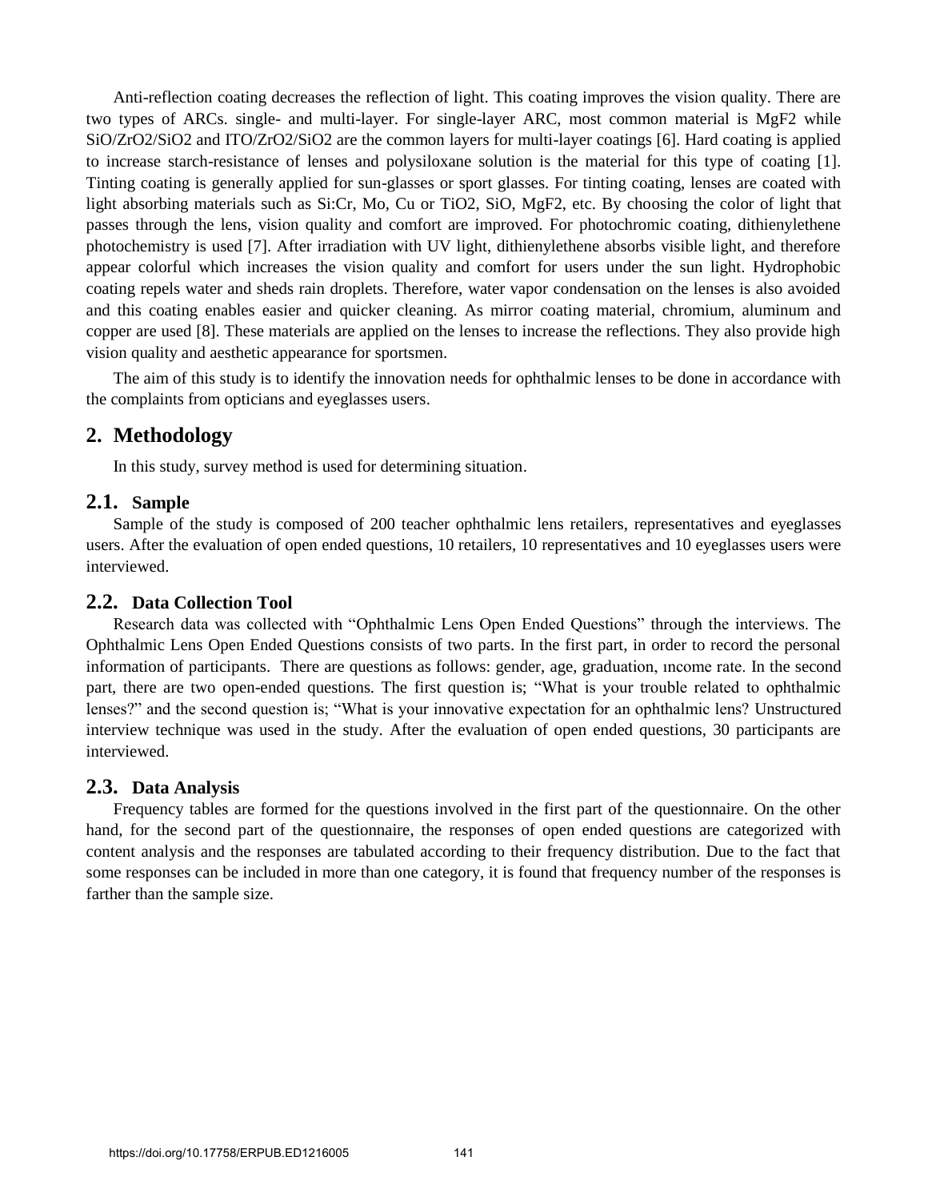Anti-reflection coating decreases the reflection of light. This coating improves the vision quality. There are two types of ARCs. single- and multi-layer. For single-layer ARC, most common material is $MgF_2$ while $SiO/ZrO_2/SiO_2$ and $ITO/ZrO_2/SiO_2$ are the common layers for multi-layer coatings [6]. Hard coating is applied to increase starch-resistance of lenses and polysiloxane solution is the material for this type of coating [1]. Tinting coating is generally applied for sun-glasses or sport glasses. For tinting coating, lenses are coated with light absorbing materials such as Si:Cr, Mo, Cu or $TiO_2$, SiO, $MgF_2$, etc. By choosing the color of light that passes through the lens, vision quality and comfort are improved. For photochromic coating, dithienylethene photochemistry is used [7]. After irradiation with UV light, dithienylethene absorbs visible light, and therefore appear colorful which increases the vision quality and comfort for users under the sun light. Hydrophobic coating repels water and sheds rain droplets. Therefore, water vapor condensation on the lenses is also avoided and this coating enables easier and quicker cleaning. As mirror coating material, chromium, aluminum and copper are used [8]. These materials are applied on the lenses to increase the reflections. They also provide high vision quality and aesthetic appearance for sportsmen.

The aim of this study is to identify the innovation needs for ophthalmic lenses to be done in accordance with the complaints from opticians and eyeglasses users.

## 2. Methodology

In this study, survey method is used for determining situation.

### 2.1. Sample

Sample of the study is composed of 200 teacher ophthalmic lens retailers, representatives and eyeglasses users. After the evaluation of open ended questions, 10 retailers, 10 representatives and 10 eyeglasses users were interviewed.

### 2.2. Data Collection Tool

Research data was collected with "Ophthalmic Lens Open Ended Questions" through the interviews. The Ophthalmic Lens Open Ended Questions consists of two parts. In the first part, in order to record the personal information of participants. There are questions as follows: gender, age, graduation, income rate. In the second part, there are two open-ended questions. The first question is; "What is your trouble related to ophthalmic lenses?" and the second question is; "What is your innovative expectation for an ophthalmic lens? Unstructured interview technique was used in the study. After the evaluation of open ended questions, 30 participants are interviewed.

### 2.3. Data Analysis

Frequency tables are formed for the questions involved in the first part of the questionnaire. On the other hand, for the second part of the questionnaire, the responses of open ended questions are categorized with content analysis and the responses are tabulated according to their frequency distribution. Due to the fact that some responses can be included in more than one category, it is found that frequency number of the responses is farther than the sample size.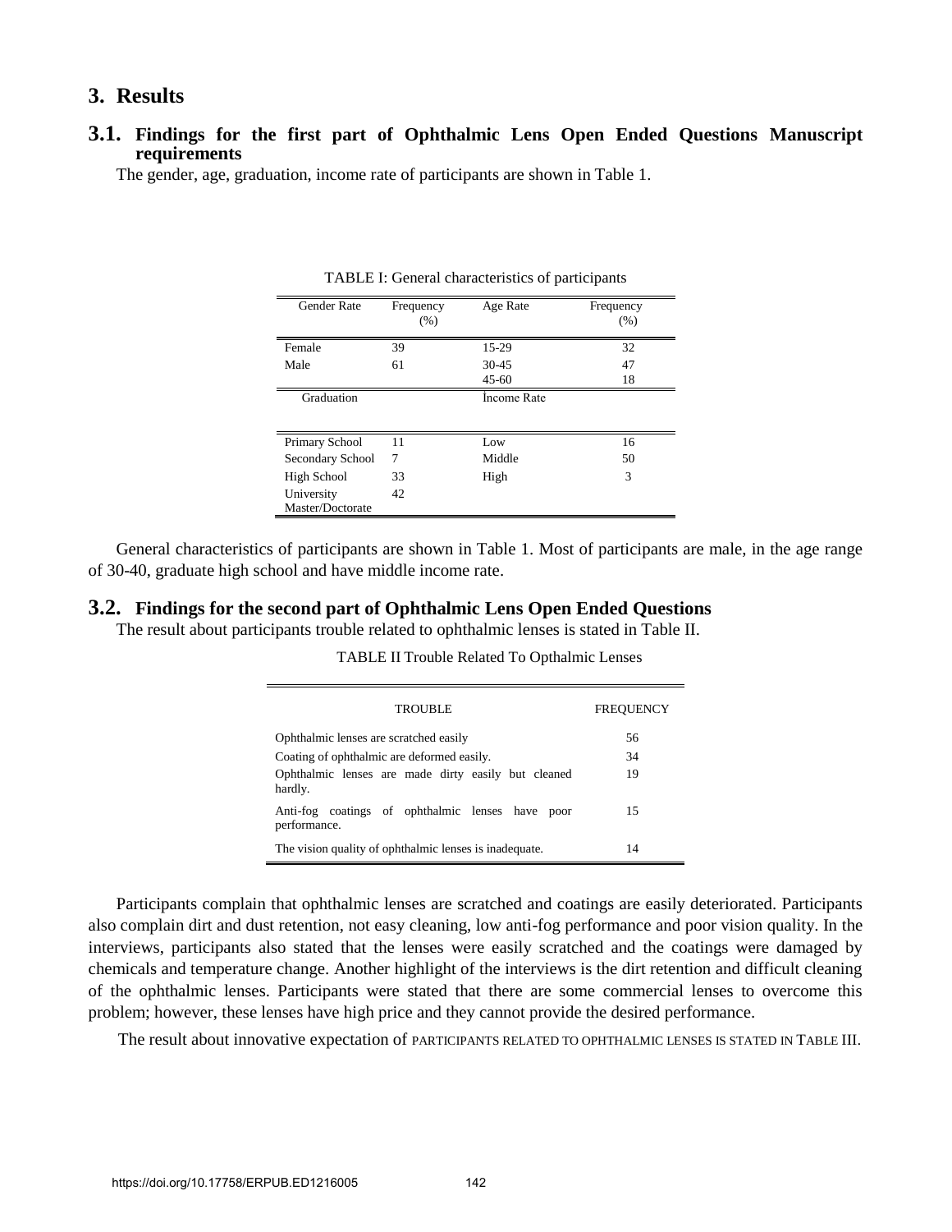## 3. Results

### 3.1. Findings for the first part of Ophthalmic Lens Open Ended Questions Manuscript requirements

The gender, age, graduation, income rate of participants are shown in Table 1.

TABLE I: General characteristics of participants

| Gender Rate | Frequency (%) | Age Rate | Frequency (%) |
|---|---|---|---|
| Female | 39 | 15-29 | 32 |
| Male | 61 | 30-45 | 47 |
| | | 45-60 | 18 |
| Graduation | | İncome Rate | |
| Primary School | 11 | Low | 16 |
| Secondary School | 7 | Middle | 50 |
| High School | 33 | High | 3 |
| University Master/Doctorate | 42 | | |

General characteristics of participants are shown in Table 1. Most of participants are male, in the age range of 30-40, graduate high school and have middle income rate.

### 3.2. Findings for the second part of Ophthalmic Lens Open Ended Questions

The result about participants trouble related to ophthalmic lenses is stated in Table II.

TABLE II Trouble Related To Opthalmic Lenses

| TROUBLE | FREQUENCY |
|---|---|
| Ophthalmic lenses are scratched easily | 56 |
| Coating of ophthalmic are deformed easily. | 34 |
| Ophthalmic lenses are made dirty easily but cleaned hardly. | 19 |
| Anti-fog coatings of ophthalmic lenses have poor performance. | 15 |
| The vision quality of ophthalmic lenses is inadequate. | 14 |

Participants complain that ophthalmic lenses are scratched and coatings are easily deteriorated. Participants also complain dirt and dust retention, not easy cleaning, low anti-fog performance and poor vision quality. In the interviews, participants also stated that the lenses were easily scratched and the coatings were damaged by chemicals and temperature change. Another highlight of the interviews is the dirt retention and difficult cleaning of the ophthalmic lenses. Participants were stated that there are some commercial lenses to overcome this problem; however, these lenses have high price and they cannot provide the desired performance.

The result about innovative expectation of PARTICIPANTS RELATED TO OPHTHALMIC LENSES IS STATED IN TABLE III.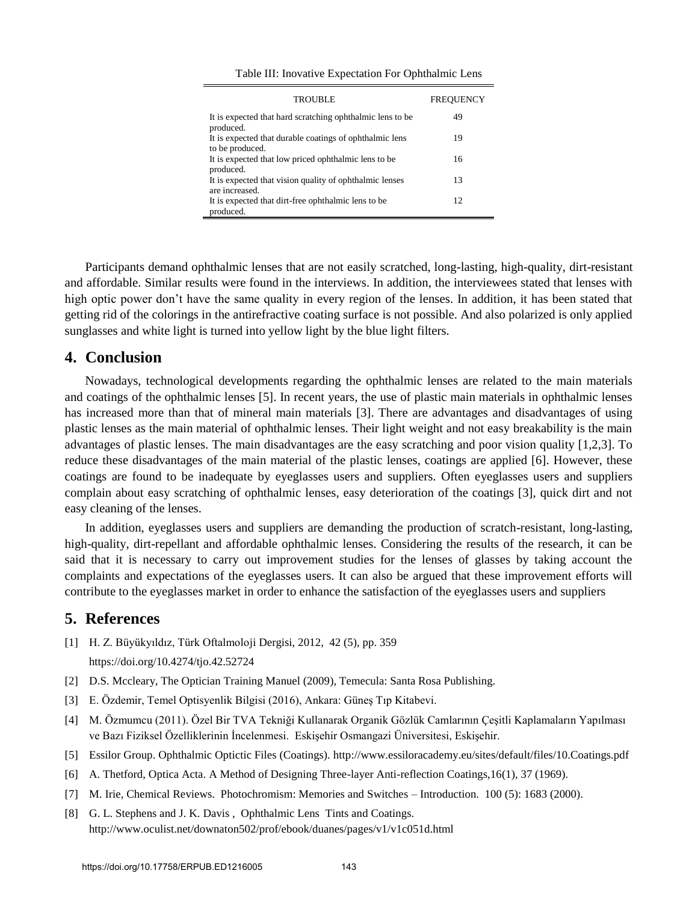Table III: Inovative Expectation For Ophthalmic Lens

| TROUBLE | FREQUENCY |
|---|---|
| It is expected that hard scratching ophthalmic lens to be produced. | 49 |
| It is expected that durable coatings of ophthalmic lens to be produced. | 19 |
| It is expected that low priced ophthalmic lens to be produced. | 16 |
| It is expected that vision quality of ophthalmic lenses are increased. | 13 |
| It is expected that dirt-free ophthalmic lens to be produced. | 12 |

Participants demand ophthalmic lenses that are not easily scratched, long-lasting, high-quality, dirt-resistant and affordable. Similar results were found in the interviews. In addition, the interviewees stated that lenses with high optic power don't have the same quality in every region of the lenses. In addition, it has been stated that getting rid of the colorings in the antirefractive coating surface is not possible. And also polarized is only applied sunglasses and white light is turned into yellow light by the blue light filters.

## 4. Conclusion

Nowadays, technological developments regarding the ophthalmic lenses are related to the main materials and coatings of the ophthalmic lenses [5]. In recent years, the use of plastic main materials in ophthalmic lenses has increased more than that of mineral main materials [3]. There are advantages and disadvantages of using plastic lenses as the main material of ophthalmic lenses. Their light weight and not easy breakability is the main advantages of plastic lenses. The main disadvantages are the easy scratching and poor vision quality [1,2,3]. To reduce these disadvantages of the main material of the plastic lenses, coatings are applied [6]. However, these coatings are found to be inadequate by eyeglasses users and suppliers. Often eyeglasses users and suppliers complain about easy scratching of ophthalmic lenses, easy deterioration of the coatings [3], quick dirt and not easy cleaning of the lenses.

In addition, eyeglasses users and suppliers are demanding the production of scratch-resistant, long-lasting, high-quality, dirt-repellant and affordable ophthalmic lenses. Considering the results of the research, it can be said that it is necessary to carry out improvement studies for the lenses of glasses by taking account the complaints and expectations of the eyeglasses users. It can also be argued that these improvement efforts will contribute to the eyeglasses market in order to enhance the satisfaction of the eyeglasses users and suppliers

## 5. References

[1] H. Z. Büyükyıldız, Türk Oftalmoloji Dergisi, 2012, 42 (5), pp. 359 https://doi.org/10.4274/tjo.42.52724

[2] D.S. Mccleary, The Optician Training Manuel (2009), Temecula: Santa Rosa Publishing.

[3] E. Özdemir, Temel Optisyenlik Bilgisi (2016), Ankara: Güneş Tıp Kitabevi.

[4] M. Özmumcu (2011). Özel Bir TVA Tekniği Kullanarak Organik Gözlük Camlarının Çeşitli Kaplamaların Yapılması ve Bazı Fiziksel Özelliklerinin İncelenmesi. Eskişehir Osmangazi Üniversitesi, Eskişehir.

[5] Essilor Group. Ophthalmic Optictic Files (Coatings). http://www.essiloracademy.eu/sites/default/files/10.Coatings.pdf

[6] A. Thetford, Optica Acta. A Method of Designing Three-layer Anti-reflection Coatings,16(1), 37 (1969).

[7] M. Irie, Chemical Reviews. Photochromism: Memories and Switches – Introduction. 100 (5): 1683 (2000).

[8] G. L. Stephens and J. K. Davis , Ophthalmic Lens Tints and Coatings. http://www.oculist.net/downaton502/prof/ebook/duanes/pages/v1/v1c051d.html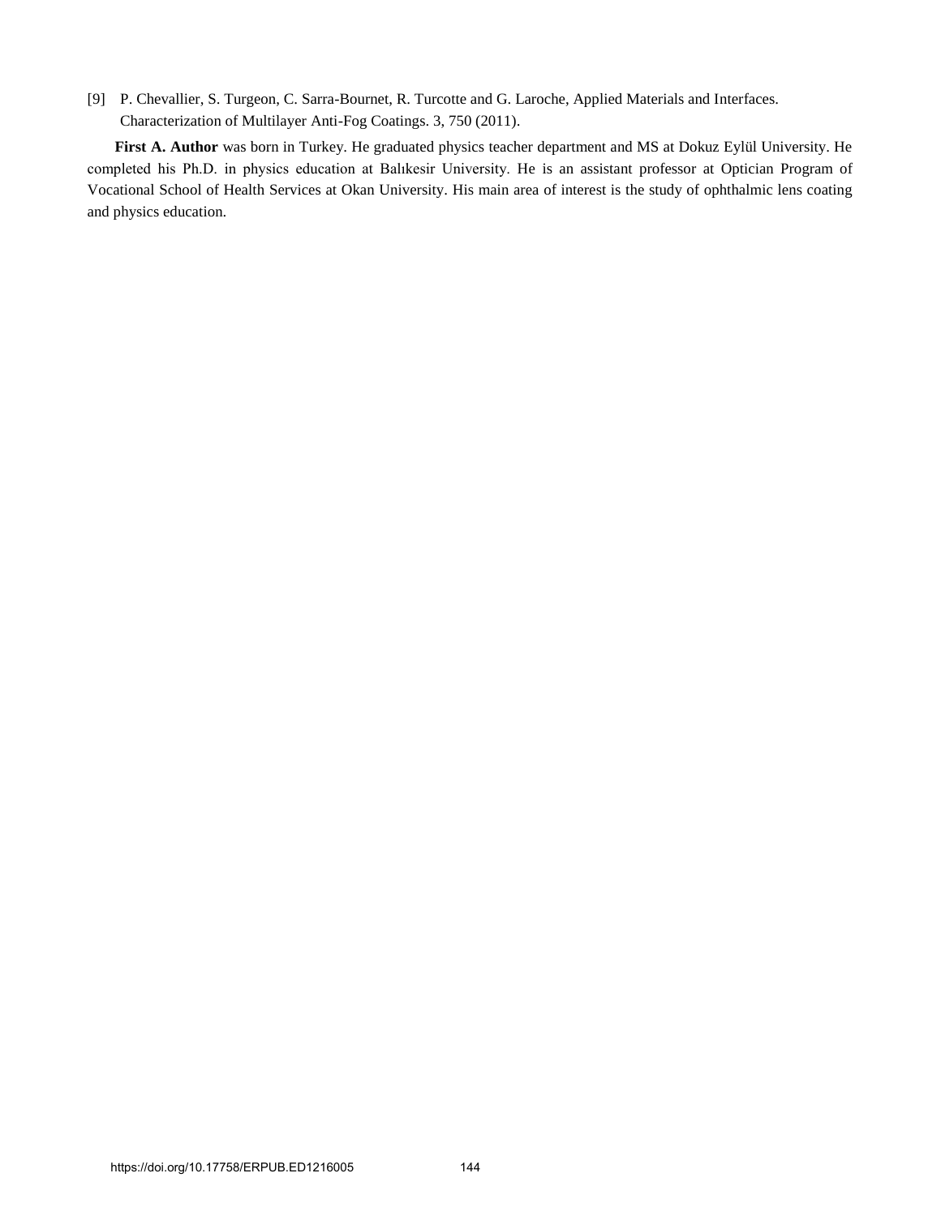[9] P. Chevallier, S. Turgeon, C. Sarra-Bournet, R. Turcotte and G. Laroche, Applied Materials and Interfaces. Characterization of Multilayer Anti-Fog Coatings. 3, 750 (2011).

**First A. Author** was born in Turkey. He graduated physics teacher department and MS at Dokuz Eylül University. He completed his Ph.D. in physics education at Balıkesir University. He is an assistant professor at Optician Program of Vocational School of Health Services at Okan University. His main area of interest is the study of ophthalmic lens coating and physics education.